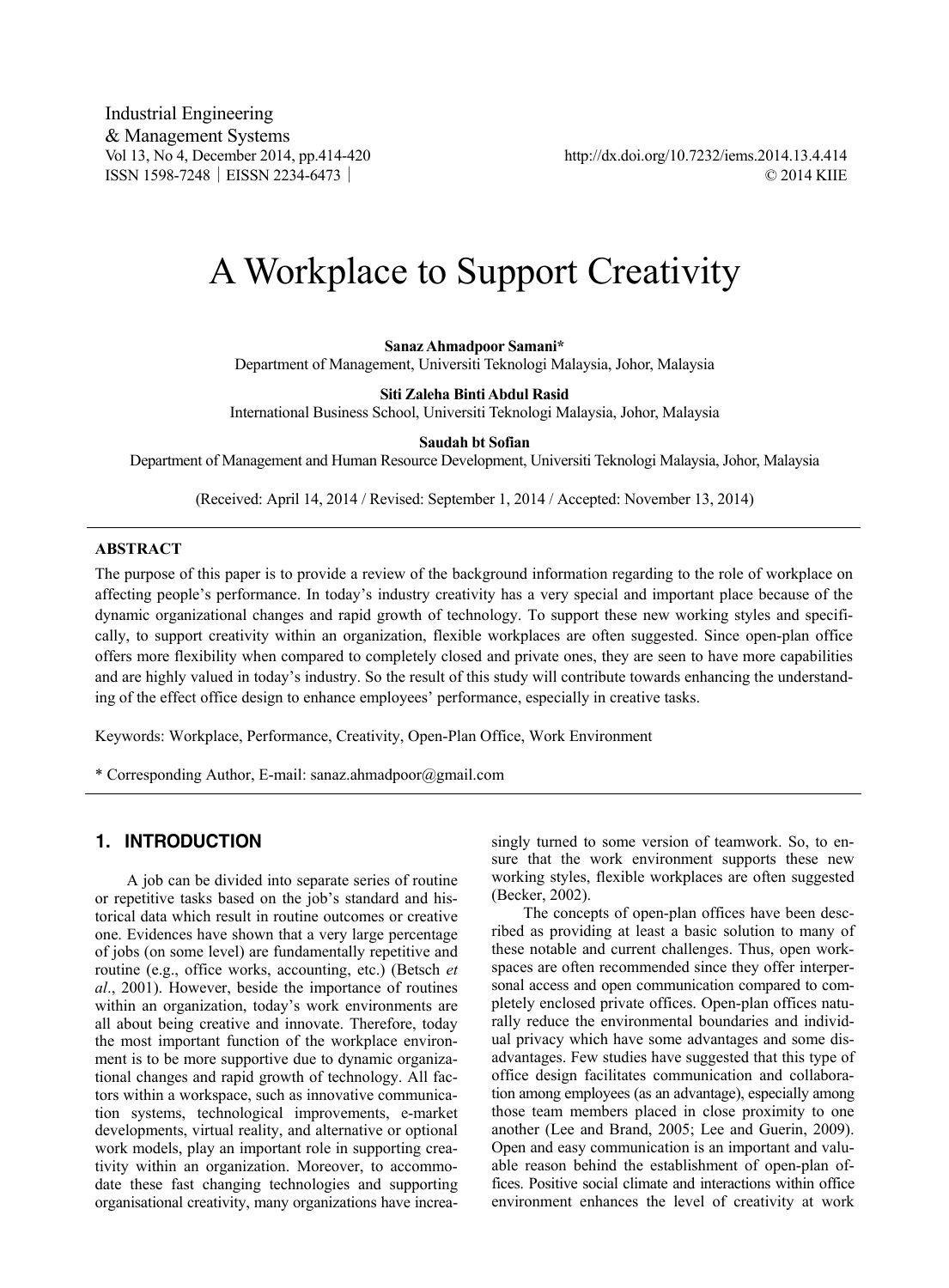# A Workplace to Support Creativity

**Sanaz Ahmadpoor Samani***
Department of Management, Universiti Teknologi Malaysia, Johor, Malaysia

**Siti Zaleha Binti Abdul Rasid**
International Business School, Universiti Teknologi Malaysia, Johor, Malaysia

**Saudah bt Sofian**
Department of Management and Human Resource Development, Universiti Teknologi Malaysia, Johor, Malaysia

(Received: April 14, 2014 / Revised: September 1, 2014 / Accepted: November 13, 2014)

## ABSTRACT

The purpose of this paper is to provide a review of the background information regarding to the role of workplace on affecting people's performance. In today's industry creativity has a very special and important place because of the dynamic organizational changes and rapid growth of technology. To support these new working styles and specifically, to support creativity within an organization, flexible workplaces are often suggested. Since open-plan office offers more flexibility when compared to completely closed and private ones, they are seen to have more capabilities and are highly valued in today's industry. So the result of this study will contribute towards enhancing the understanding of the effect office design to enhance employees' performance, especially in creative tasks.

Keywords: Workplace, Performance, Creativity, Open-Plan Office, Work Environment

* Corresponding Author, E-mail: sanaz.ahmadpoor@gmail.com

## 1. INTRODUCTION

A job can be divided into separate series of routine or repetitive tasks based on the job's standard and historical data which result in routine outcomes or creative one. Evidences have shown that a very large percentage of jobs (on some level) are fundamentally repetitive and routine (e.g., office works, accounting, etc.) (Betsch *et al*., 2001). However, beside the importance of routines within an organization, today's work environments are all about being creative and innovate. Therefore, today the most important function of the workplace environment is to be more supportive due to dynamic organizational changes and rapid growth of technology. All factors within a workspace, such as innovative communication systems, technological improvements, e-market developments, virtual reality, and alternative or optional work models, play an important role in supporting creativity within an organization. Moreover, to accommodate these fast changing technologies and supporting organisational creativity, many organizations have increasingly turned to some version of teamwork. So, to ensure that the work environment supports these new working styles, flexible workplaces are often suggested (Becker, 2002).

The concepts of open-plan offices have been described as providing at least a basic solution to many of these notable and current challenges. Thus, open workspaces are often recommended since they offer interpersonal access and open communication compared to completely enclosed private offices. Open-plan offices naturally reduce the environmental boundaries and individual privacy which have some advantages and some disadvantages. Few studies have suggested that this type of office design facilitates communication and collaboration among employees (as an advantage), especially among those team members placed in close proximity to one another (Lee and Brand, 2005; Lee and Guerin, 2009). Open and easy communication is an important and valuable reason behind the establishment of open-plan offices. Positive social climate and interactions within office environment enhances the level of creativity at work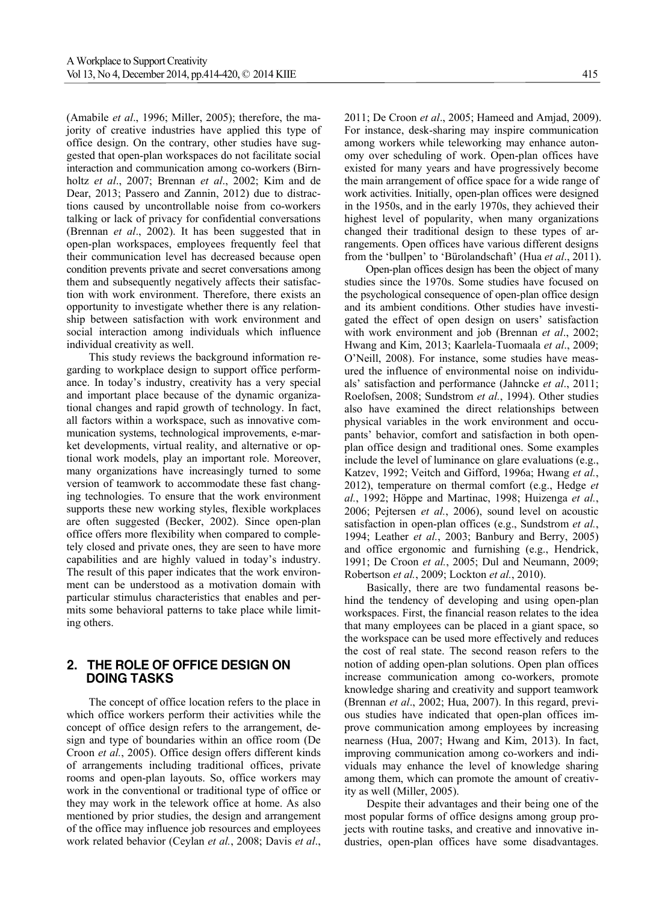(Amabile *et al*., 1996; Miller, 2005); therefore, the majority of creative industries have applied this type of office design. On the contrary, other studies have suggested that open-plan workspaces do not facilitate social interaction and communication among co-workers (Birnholtz *et al*., 2007; Brennan *et al*., 2002; Kim and de Dear, 2013; Passero and Zannin, 2012) due to distractions caused by uncontrollable noise from co-workers talking or lack of privacy for confidential conversations (Brennan *et al*., 2002). It has been suggested that in open-plan workspaces, employees frequently feel that their communication level has decreased because open condition prevents private and secret conversations among them and subsequently negatively affects their satisfaction with work environment. Therefore, there exists an opportunity to investigate whether there is any relationship between satisfaction with work environment and social interaction among individuals which influence individual creativity as well.

This study reviews the background information regarding to workplace design to support office performance. In today's industry, creativity has a very special and important place because of the dynamic organizational changes and rapid growth of technology. In fact, all factors within a workspace, such as innovative communication systems, technological improvements, e-market developments, virtual reality, and alternative or optional work models, play an important role. Moreover, many organizations have increasingly turned to some version of teamwork to accommodate these fast changing technologies. To ensure that the work environment supports these new working styles, flexible workplaces are often suggested (Becker, 2002). Since open-plan office offers more flexibility when compared to completely closed and private ones, they are seen to have more capabilities and are highly valued in today's industry. The result of this paper indicates that the work environment can be understood as a motivation domain with particular stimulus characteristics that enables and permits some behavioral patterns to take place while limiting others.

## 2. THE ROLE OF OFFICE DESIGN ON DOING TASKS

The concept of office location refers to the place in which office workers perform their activities while the concept of office design refers to the arrangement, design and type of boundaries within an office room (De Croon *et al.*, 2005). Office design offers different kinds of arrangements including traditional offices, private rooms and open-plan layouts. So, office workers may work in the conventional or traditional type of office or they may work in the telework office at home. As also mentioned by prior studies, the design and arrangement of the office may influence job resources and employees work related behavior (Ceylan *et al.*, 2008; Davis *et al*., 2011; De Croon *et al*., 2005; Hameed and Amjad, 2009). For instance, desk-sharing may inspire communication among workers while teleworking may enhance autonomy over scheduling of work. Open-plan offices have existed for many years and have progressively become the main arrangement of office space for a wide range of work activities. Initially, open-plan offices were designed in the 1950s, and in the early 1970s, they achieved their highest level of popularity, when many organizations changed their traditional design to these types of arrangements. Open offices have various different designs from the 'bullpen' to 'Bürolandschaft' (Hua *et al*., 2011).

Open-plan offices design has been the object of many studies since the 1970s. Some studies have focused on the psychological consequence of open-plan office design and its ambient conditions. Other studies have investigated the effect of open design on users' satisfaction with work environment and job (Brennan *et al*., 2002; Hwang and Kim, 2013; Kaarlela-Tuomaala *et al*., 2009; O'Neill, 2008). For instance, some studies have measured the influence of environmental noise on individuals' satisfaction and performance (Jahncke *et al*., 2011; Roelofsen, 2008; Sundstrom *et al.*, 1994). Other studies also have examined the direct relationships between physical variables in the work environment and occupants' behavior, comfort and satisfaction in both open-plan office design and traditional ones. Some examples include the level of luminance on glare evaluations (e.g., Katzev, 1992; Veitch and Gifford, 1996a; Hwang *et al.*, 2012), temperature on thermal comfort (e.g., Hedge *et al.*, 1992; Höppe and Martinac, 1998; Huizenga *et al.*, 2006; Pejtersen *et al.*, 2006), sound level on acoustic satisfaction in open-plan offices (e.g., Sundstrom *et al.*, 1994; Leather *et al.*, 2003; Banbury and Berry, 2005) and office ergonomic and furnishing (e.g., Hendrick, 1991; De Croon *et al.*, 2005; Dul and Neumann, 2009; Robertson *et al.*, 2009; Lockton *et al.*, 2010).

Basically, there are two fundamental reasons behind the tendency of developing and using open-plan workspaces. First, the financial reason relates to the idea that many employees can be placed in a giant space, so the workspace can be used more effectively and reduces the cost of real state. The second reason refers to the notion of adding open-plan solutions. Open plan offices increase communication among co-workers, promote knowledge sharing and creativity and support teamwork (Brennan *et al*., 2002; Hua, 2007). In this regard, previous studies have indicated that open-plan offices improve communication among employees by increasing nearness (Hua, 2007; Hwang and Kim, 2013). In fact, improving communication among co-workers and individuals may enhance the level of knowledge sharing among them, which can promote the amount of creativity as well (Miller, 2005).

Despite their advantages and their being one of the most popular forms of office designs among group projects with routine tasks, and creative and innovative industries, open-plan offices have some disadvantages.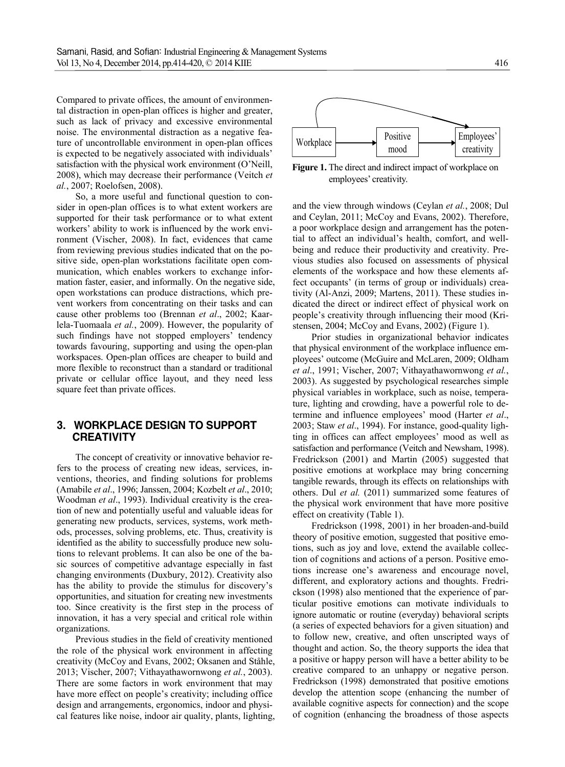Compared to private offices, the amount of environmental distraction in open-plan offices is higher and greater, such as lack of privacy and excessive environmental noise. The environmental distraction as a negative feature of uncontrollable environment in open-plan offices is expected to be negatively associated with individuals' satisfaction with the physical work environment (O'Neill, 2008), which may decrease their performance (Veitch *et al.*, 2007; Roelofsen, 2008).

So, a more useful and functional question to consider in open-plan offices is to what extent workers are supported for their task performance or to what extent workers' ability to work is influenced by the work environment (Vischer, 2008). In fact, evidences that came from reviewing previous studies indicated that on the positive side, open-plan workstations facilitate open communication, which enables workers to exchange information faster, easier, and informally. On the negative side, open workstations can produce distractions, which prevent workers from concentrating on their tasks and can cause other problems too (Brennan *et al*., 2002; Kaarlela-Tuomaala *et al.*, 2009). However, the popularity of such findings have not stopped employers' tendency towards favouring, supporting and using the open-plan workspaces. Open-plan offices are cheaper to build and more flexible to reconstruct than a standard or traditional private or cellular office layout, and they need less square feet than private offices.

## 3. WORKPLACE DESIGN TO SUPPORT CREATIVITY

The concept of creativity or innovative behavior refers to the process of creating new ideas, services, inventions, theories, and finding solutions for problems (Amabile *et al*., 1996; Janssen, 2004; Kozbelt *et al*., 2010; Woodman *et al*., 1993). Individual creativity is the creation of new and potentially useful and valuable ideas for generating new products, services, systems, work methods, processes, solving problems, etc. Thus, creativity is identified as the ability to successfully produce new solutions to relevant problems. It can also be one of the basic sources of competitive advantage especially in fast changing environments (Duxbury, 2012). Creativity also has the ability to provide the stimulus for discovery's opportunities, and situation for creating new investments too. Since creativity is the first step in the process of innovation, it has a very special and critical role within organizations.

Previous studies in the field of creativity mentioned the role of the physical work environment in affecting creativity (McCoy and Evans, 2002; Oksanen and Ståhle, 2013; Vischer, 2007; Vithayathawornwong *et al.*, 2003). There are some factors in work environment that may have more effect on people's creativity; including office design and arrangements, ergonomics, indoor and physical features like noise, indoor air quality, plants, lighting, and the view through windows (Ceylan *et al.*, 2008; Dul and Ceylan, 2011; McCoy and Evans, 2002). Therefore, a poor workplace design and arrangement has the potential to affect an individual's health, comfort, and well-being and reduce their productivity and creativity. Previous studies also focused on assessments of physical elements of the workspace and how these elements affect occupants' (in terms of group or individuals) creativity (Al-Anzi, 2009; Martens, 2011). These studies indicated the direct or indirect effect of physical work on people's creativity through influencing their mood (Kristensen, 2004; McCoy and Evans, 2002) (Figure 1).

Workplace → Positive mood → Employees' creativity

**Figure 1.** The direct and indirect impact of workplace on employees' creativity.

Prior studies in organizational behavior indicates that physical environment of the workplace influence employees' outcome (McGuire and McLaren, 2009; Oldham *et al*., 1991; Vischer, 2007; Vithayathawornwong *et al.*, 2003). As suggested by psychological researches simple physical variables in workplace, such as noise, temperature, lighting and crowding, have a powerful role to determine and influence employees' mood (Harter *et al*., 2003; Staw *et al*., 1994). For instance, good-quality lighting in offices can affect employees' mood as well as satisfaction and performance (Veitch and Newsham, 1998). Fredrickson (2001) and Martin (2005) suggested that positive emotions at workplace may bring concerning tangible rewards, through its effects on relationships with others. Dul *et al.* (2011) summarized some features of the physical work environment that have more positive effect on creativity (Table 1).

Fredrickson (1998, 2001) in her broaden-and-build theory of positive emotion, suggested that positive emotions, such as joy and love, extend the available collection of cognitions and actions of a person. Positive emotions increase one's awareness and encourage novel, different, and exploratory actions and thoughts. Fredrickson (1998) also mentioned that the experience of particular positive emotions can motivate individuals to ignore automatic or routine (everyday) behavioral scripts (a series of expected behaviors for a given situation) and to follow new, creative, and often unscripted ways of thought and action. So, the theory supports the idea that a positive or happy person will have a better ability to be creative compared to an unhappy or negative person. Fredrickson (1998) demonstrated that positive emotions develop the attention scope (enhancing the number of available cognitive aspects for connection) and the scope of cognition (enhancing the broadness of those aspects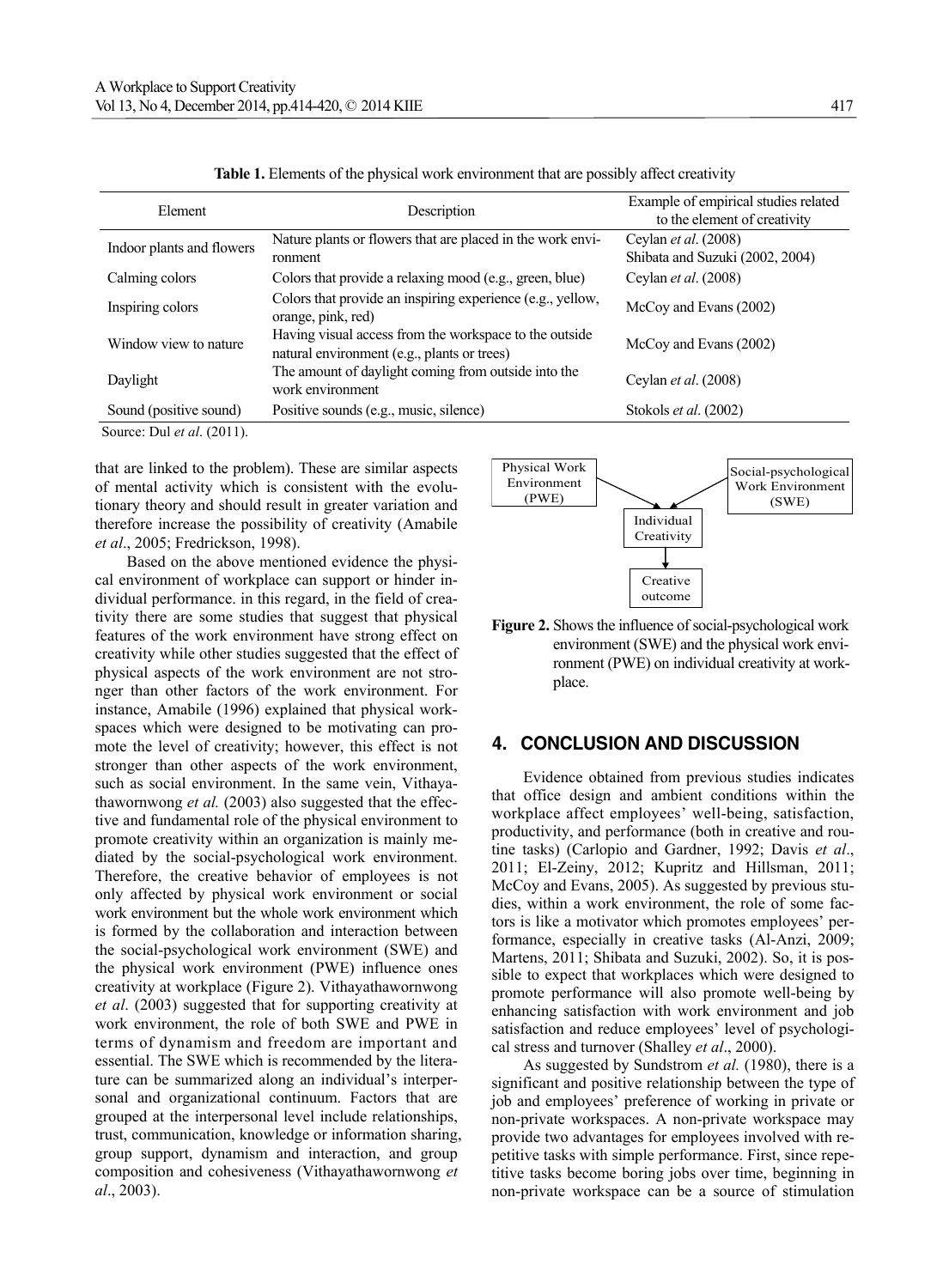**Table 1.** Elements of the physical work environment that are possibly affect creativity

| Element | Description | Example of empirical studies related to the element of creativity |
|---|---|---|
| Indoor plants and flowers | Nature plants or flowers that are placed in the work environment | Ceylan *et al*. (2008)<br>Shibata and Suzuki (2002, 2004) |
| Calming colors | Colors that provide a relaxing mood (e.g., green, blue) | Ceylan *et al*. (2008) |
| Inspiring colors | Colors that provide an inspiring experience (e.g., yellow, orange, pink, red) | McCoy and Evans (2002) |
| Window view to nature | Having visual access from the workspace to the outside natural environment (e.g., plants or trees) | McCoy and Evans (2002) |
| Daylight | The amount of daylight coming from outside into the work environment | Ceylan *et al*. (2008) |
| Sound (positive sound) | Positive sounds (e.g., music, silence) | Stokols *et al*. (2002) |

Source: Dul *et al*. (2011).

that are linked to the problem). These are similar aspects of mental activity which is consistent with the evolutionary theory and should result in greater variation and therefore increase the possibility of creativity (Amabile *et al*., 2005; Fredrickson, 1998).

Based on the above mentioned evidence the physical environment of workplace can support or hinder individual performance. in this regard, in the field of creativity there are some studies that suggest that physical features of the work environment have strong effect on creativity while other studies suggested that the effect of physical aspects of the work environment are not stronger than other factors of the work environment. For instance, Amabile (1996) explained that physical workspaces which were designed to be motivating can promote the level of creativity; however, this effect is not stronger than other aspects of the work environment, such as social environment. In the same vein, Vithayathawornwong *et al.* (2003) also suggested that the effective and fundamental role of the physical environment to promote creativity within an organization is mainly mediated by the social-psychological work environment. Therefore, the creative behavior of employees is not only affected by physical work environment or social work environment but the whole work environment which is formed by the collaboration and interaction between the social-psychological work environment (SWE) and the physical work environment (PWE) influence ones creativity at workplace (Figure 2). Vithayathawornwong *et al*. (2003) suggested that for supporting creativity at work environment, the role of both SWE and PWE in terms of dynamism and freedom are important and essential. The SWE which is recommended by the literature can be summarized along an individual's interpersonal and organizational continuum. Factors that are grouped at the interpersonal level include relationships, trust, communication, knowledge or information sharing, group support, dynamism and interaction, and group composition and cohesiveness (Vithayathawornwong *et al*., 2003).

Physical Work Environment (PWE) → Individual Creativity ← Social-psychological Work Environment (SWE)

Individual Creativity → Creative outcome

**Figure 2.** Shows the influence of social-psychological work environment (SWE) and the physical work environment (PWE) on individual creativity at workplace.

## 4. CONCLUSION AND DISCUSSION

Evidence obtained from previous studies indicates that office design and ambient conditions within the workplace affect employees' well-being, satisfaction, productivity, and performance (both in creative and routine tasks) (Carlopio and Gardner, 1992; Davis *et al*., 2011; El-Zeiny, 2012; Kupritz and Hillsman, 2011; McCoy and Evans, 2005). As suggested by previous studies, within a work environment, the role of some factors is like a motivator which promotes employees' performance, especially in creative tasks (Al-Anzi, 2009; Martens, 2011; Shibata and Suzuki, 2002). So, it is possible to expect that workplaces which were designed to promote performance will also promote well-being by enhancing satisfaction with work environment and job satisfaction and reduce employees' level of psychological stress and turnover (Shalley *et al*., 2000).

As suggested by Sundstrom *et al.* (1980), there is a significant and positive relationship between the type of job and employees' preference of working in private or non-private workspaces. A non-private workspace may provide two advantages for employees involved with repetitive tasks with simple performance. First, since repetitive tasks become boring jobs over time, beginning in non-private workspace can be a source of stimulation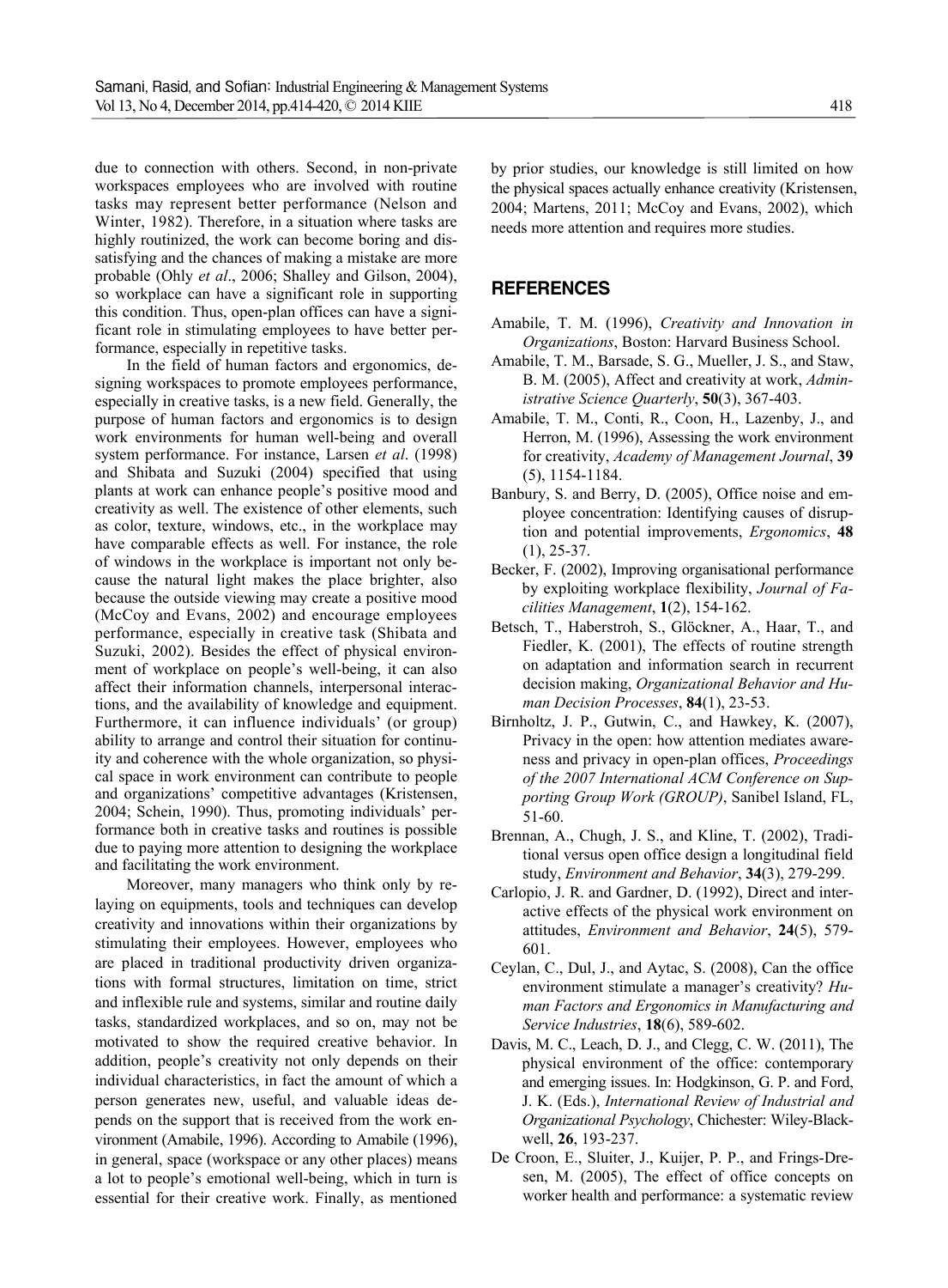due to connection with others. Second, in non-private workspaces employees who are involved with routine tasks may represent better performance (Nelson and Winter, 1982). Therefore, in a situation where tasks are highly routinized, the work can become boring and dissatisfying and the chances of making a mistake are more probable (Ohly *et al*., 2006; Shalley and Gilson, 2004), so workplace can have a significant role in supporting this condition. Thus, open-plan offices can have a significant role in stimulating employees to have better performance, especially in repetitive tasks.

In the field of human factors and ergonomics, designing workspaces to promote employees performance, especially in creative tasks, is a new field. Generally, the purpose of human factors and ergonomics is to design work environments for human well-being and overall system performance. For instance, Larsen *et al*. (1998) and Shibata and Suzuki (2004) specified that using plants at work can enhance people's positive mood and creativity as well. The existence of other elements, such as color, texture, windows, etc., in the workplace may have comparable effects as well. For instance, the role of windows in the workplace is important not only because the natural light makes the place brighter, also because the outside viewing may create a positive mood (McCoy and Evans, 2002) and encourage employees performance, especially in creative task (Shibata and Suzuki, 2002). Besides the effect of physical environment of workplace on people's well-being, it can also affect their information channels, interpersonal interactions, and the availability of knowledge and equipment. Furthermore, it can influence individuals' (or group) ability to arrange and control their situation for continuity and coherence with the whole organization, so physical space in work environment can contribute to people and organizations' competitive advantages (Kristensen, 2004; Schein, 1990). Thus, promoting individuals' performance both in creative tasks and routines is possible due to paying more attention to designing the workplace and facilitating the work environment.

Moreover, many managers who think only by relaying on equipments, tools and techniques can develop creativity and innovations within their organizations by stimulating their employees. However, employees who are placed in traditional productivity driven organizations with formal structures, limitation on time, strict and inflexible rule and systems, similar and routine daily tasks, standardized workplaces, and so on, may not be motivated to show the required creative behavior. In addition, people's creativity not only depends on their individual characteristics, in fact the amount of which a person generates new, useful, and valuable ideas depends on the support that is received from the work environment (Amabile, 1996). According to Amabile (1996), in general, space (workspace or any other places) means a lot to people's emotional well-being, which in turn is essential for their creative work. Finally, as mentioned by prior studies, our knowledge is still limited on how the physical spaces actually enhance creativity (Kristensen, 2004; Martens, 2011; McCoy and Evans, 2002), which needs more attention and requires more studies.

## REFERENCES

Amabile, T. M. (1996), *Creativity and Innovation in Organizations*, Boston: Harvard Business School.

Amabile, T. M., Barsade, S. G., Mueller, J. S., and Staw, B. M. (2005), Affect and creativity at work, *Administrative Science Quarterly*, **50**(3), 367-403.

Amabile, T. M., Conti, R., Coon, H., Lazenby, J., and Herron, M. (1996), Assessing the work environment for creativity, *Academy of Management Journal*, **39** (5), 1154-1184.

Banbury, S. and Berry, D. (2005), Office noise and employee concentration: Identifying causes of disruption and potential improvements, *Ergonomics*, **48** (1), 25-37.

Becker, F. (2002), Improving organisational performance by exploiting workplace flexibility, *Journal of Facilities Management*, **1**(2), 154-162.

Betsch, T., Haberstroh, S., Glöckner, A., Haar, T., and Fiedler, K. (2001), The effects of routine strength on adaptation and information search in recurrent decision making, *Organizational Behavior and Human Decision Processes*, **84**(1), 23-53.

Birnholtz, J. P., Gutwin, C., and Hawkey, K. (2007), Privacy in the open: how attention mediates awareness and privacy in open-plan offices, *Proceedings of the 2007 International ACM Conference on Supporting Group Work (GROUP)*, Sanibel Island, FL, 51-60.

Brennan, A., Chugh, J. S., and Kline, T. (2002), Traditional versus open office design a longitudinal field study, *Environment and Behavior*, **34**(3), 279-299.

Carlopio, J. R. and Gardner, D. (1992), Direct and interactive effects of the physical work environment on attitudes, *Environment and Behavior*, **24**(5), 579-601.

Ceylan, C., Dul, J., and Aytac, S. (2008), Can the office environment stimulate a manager's creativity? *Human Factors and Ergonomics in Manufacturing and Service Industries*, **18**(6), 589-602.

Davis, M. C., Leach, D. J., and Clegg, C. W. (2011), The physical environment of the office: contemporary and emerging issues. In: Hodgkinson, G. P. and Ford, J. K. (Eds.), *International Review of Industrial and Organizational Psychology*, Chichester: Wiley-Blackwell, **26**, 193-237.

De Croon, E., Sluiter, J., Kuijer, P. P., and Frings-Dresen, M. (2005), The effect of office concepts on worker health and performance: a systematic review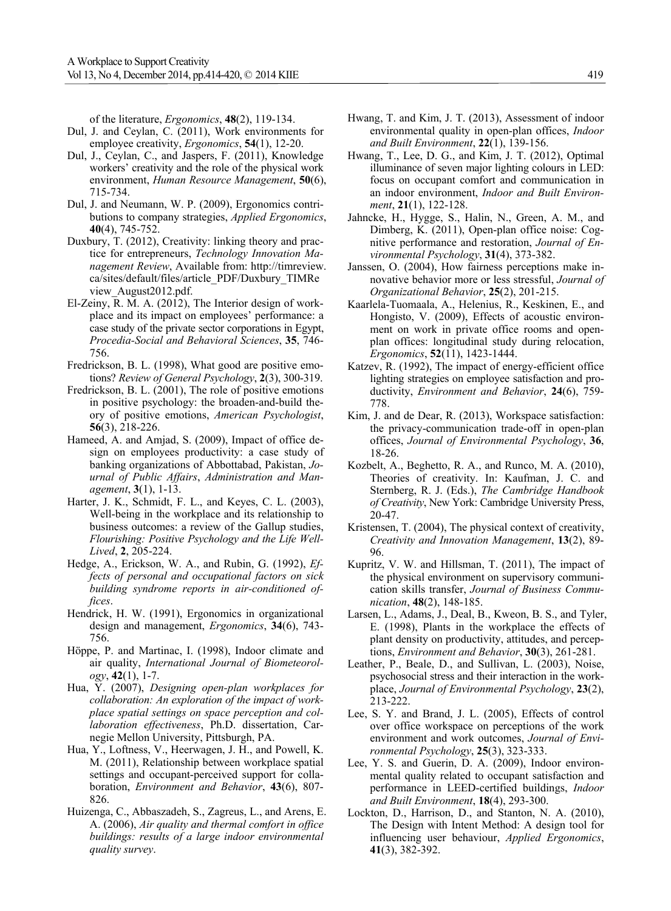of the literature, *Ergonomics*, **48**(2), 119-134.

Dul, J. and Ceylan, C. (2011), Work environments for employee creativity, *Ergonomics*, **54**(1), 12-20.

Dul, J., Ceylan, C., and Jaspers, F. (2011), Knowledge workers' creativity and the role of the physical work environment, *Human Resource Management*, **50**(6), 715-734.

Dul, J. and Neumann, W. P. (2009), Ergonomics contributions to company strategies, *Applied Ergonomics*, **40**(4), 745-752.

Duxbury, T. (2012), Creativity: linking theory and practice for entrepreneurs, *Technology Innovation Management Review*, Available from: http://timreview.ca/sites/default/files/article_PDF/Duxbury_TIMReview_August2012.pdf.

El-Zeiny, R. M. A. (2012), The Interior design of workplace and its impact on employees' performance: a case study of the private sector corporations in Egypt, *Procedia-Social and Behavioral Sciences*, **35**, 746-756.

Fredrickson, B. L. (1998), What good are positive emotions? *Review of General Psychology*, **2**(3), 300-319.

Fredrickson, B. L. (2001), The role of positive emotions in positive psychology: the broaden-and-build theory of positive emotions, *American Psychologist*, **56**(3), 218-226.

Hameed, A. and Amjad, S. (2009), Impact of office design on employees productivity: a case study of banking organizations of Abbottabad, Pakistan, *Journal of Public Affairs*, *Administration and Management*, **3**(1), 1-13.

Harter, J. K., Schmidt, F. L., and Keyes, C. L. (2003), Well-being in the workplace and its relationship to business outcomes: a review of the Gallup studies, *Flourishing: Positive Psychology and the Life Well-Lived*, **2**, 205-224.

Hedge, A., Erickson, W. A., and Rubin, G. (1992), *Effects of personal and occupational factors on sick building syndrome reports in air-conditioned offices*.

Hendrick, H. W. (1991), Ergonomics in organizational design and management, *Ergonomics*, **34**(6), 743-756.

Höppe, P. and Martinac, I. (1998), Indoor climate and air quality, *International Journal of Biometeorology*, **42**(1), 1-7.

Hua, Y. (2007), *Designing open-plan workplaces for collaboration: An exploration of the impact of workplace spatial settings on space perception and collaboration effectiveness*, Ph.D. dissertation, Carnegie Mellon University, Pittsburgh, PA.

Hua, Y., Loftness, V., Heerwagen, J. H., and Powell, K. M. (2011), Relationship between workplace spatial settings and occupant-perceived support for collaboration, *Environment and Behavior*, **43**(6), 807-826.

Huizenga, C., Abbaszadeh, S., Zagreus, L., and Arens, E. A. (2006), *Air quality and thermal comfort in office buildings: results of a large indoor environmental quality survey*.

Hwang, T. and Kim, J. T. (2013), Assessment of indoor environmental quality in open-plan offices, *Indoor and Built Environment*, **22**(1), 139-156.

Hwang, T., Lee, D. G., and Kim, J. T. (2012), Optimal illuminance of seven major lighting colours in LED: focus on occupant comfort and communication in an indoor environment, *Indoor and Built Environment*, **21**(1), 122-128.

Jahncke, H., Hygge, S., Halin, N., Green, A. M., and Dimberg, K. (2011), Open-plan office noise: Cognitive performance and restoration, *Journal of Environmental Psychology*, **31**(4), 373-382.

Janssen, O. (2004), How fairness perceptions make innovative behavior more or less stressful, *Journal of Organizational Behavior*, **25**(2), 201-215.

Kaarlela-Tuomaala, A., Helenius, R., Keskinen, E., and Hongisto, V. (2009), Effects of acoustic environment on work in private office rooms and open-plan offices: longitudinal study during relocation, *Ergonomics*, **52**(11), 1423-1444.

Katzev, R. (1992), The impact of energy-efficient office lighting strategies on employee satisfaction and productivity, *Environment and Behavior*, **24**(6), 759-778.

Kim, J. and de Dear, R. (2013), Workspace satisfaction: the privacy-communication trade-off in open-plan offices, *Journal of Environmental Psychology*, **36**, 18-26.

Kozbelt, A., Beghetto, R. A., and Runco, M. A. (2010), Theories of creativity. In: Kaufman, J. C. and Sternberg, R. J. (Eds.), *The Cambridge Handbook of Creativity*, New York: Cambridge University Press, 20-47.

Kristensen, T. (2004), The physical context of creativity, *Creativity and Innovation Management*, **13**(2), 89-96.

Kupritz, V. W. and Hillsman, T. (2011), The impact of the physical environment on supervisory communication skills transfer, *Journal of Business Communication*, **48**(2), 148-185.

Larsen, L., Adams, J., Deal, B., Kweon, B. S., and Tyler, E. (1998), Plants in the workplace the effects of plant density on productivity, attitudes, and perceptions, *Environment and Behavior*, **30**(3), 261-281.

Leather, P., Beale, D., and Sullivan, L. (2003), Noise, psychosocial stress and their interaction in the workplace, *Journal of Environmental Psychology*, **23**(2), 213-222.

Lee, S. Y. and Brand, J. L. (2005), Effects of control over office workspace on perceptions of the work environment and work outcomes, *Journal of Environmental Psychology*, **25**(3), 323-333.

Lee, Y. S. and Guerin, D. A. (2009), Indoor environmental quality related to occupant satisfaction and performance in LEED-certified buildings, *Indoor and Built Environment*, **18**(4), 293-300.

Lockton, D., Harrison, D., and Stanton, N. A. (2010), The Design with Intent Method: A design tool for influencing user behaviour, *Applied Ergonomics*, **41**(3), 382-392.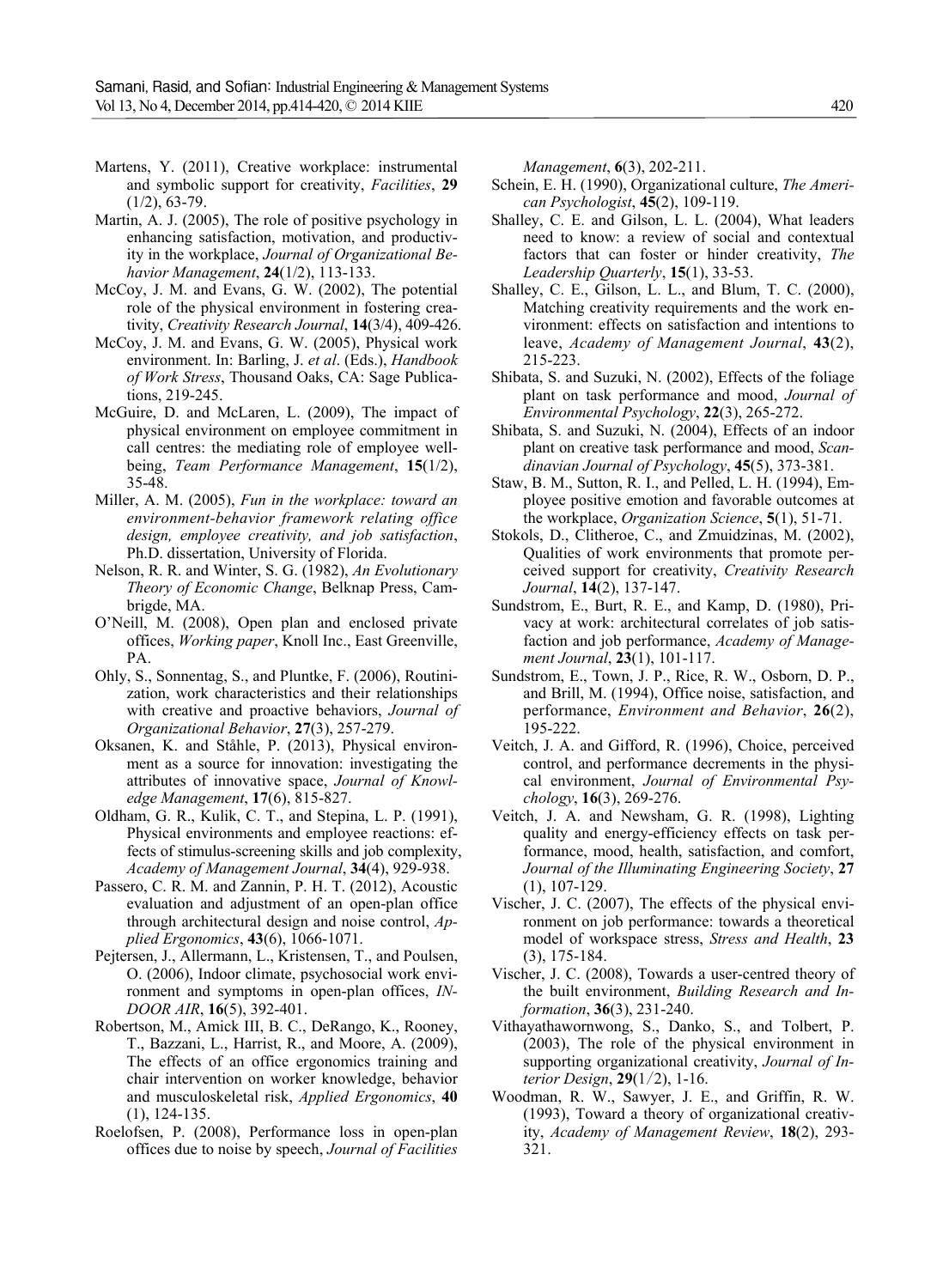Martens, Y. (2011), Creative workplace: instrumental and symbolic support for creativity, *Facilities*, **29** (1/2), 63-79.

Martin, A. J. (2005), The role of positive psychology in enhancing satisfaction, motivation, and productivity in the workplace, *Journal of Organizational Behavior Management*, **24**(1/2), 113-133.

McCoy, J. M. and Evans, G. W. (2002), The potential role of the physical environment in fostering creativity, *Creativity Research Journal*, **14**(3/4), 409-426.

McCoy, J. M. and Evans, G. W. (2005), Physical work environment. In: Barling, J. *et al*. (Eds.), *Handbook of Work Stress*, Thousand Oaks, CA: Sage Publications, 219-245.

McGuire, D. and McLaren, L. (2009), The impact of physical environment on employee commitment in call centres: the mediating role of employee well-being, *Team Performance Management*, **15**(1/2), 35-48.

Miller, A. M. (2005), *Fun in the workplace: toward an environment-behavior framework relating office design, employee creativity, and job satisfaction*, Ph.D. dissertation, University of Florida.

Nelson, R. R. and Winter, S. G. (1982), *An Evolutionary Theory of Economic Change*, Belknap Press, Cambrigde, MA.

O'Neill, M. (2008), Open plan and enclosed private offices, *Working paper*, Knoll Inc., East Greenville, PA.

Ohly, S., Sonnentag, S., and Pluntke, F. (2006), Routinization, work characteristics and their relationships with creative and proactive behaviors, *Journal of Organizational Behavior*, **27**(3), 257-279.

Oksanen, K. and Ståhle, P. (2013), Physical environment as a source for innovation: investigating the attributes of innovative space, *Journal of Knowledge Management*, **17**(6), 815-827.

Oldham, G. R., Kulik, C. T., and Stepina, L. P. (1991), Physical environments and employee reactions: effects of stimulus-screening skills and job complexity, *Academy of Management Journal*, **34**(4), 929-938.

Passero, C. R. M. and Zannin, P. H. T. (2012), Acoustic evaluation and adjustment of an open-plan office through architectural design and noise control, *Applied Ergonomics*, **43**(6), 1066-1071.

Pejtersen, J., Allermann, L., Kristensen, T., and Poulsen, O. (2006), Indoor climate, psychosocial work environment and symptoms in open-plan offices, *INDOOR AIR*, **16**(5), 392-401.

Robertson, M., Amick III, B. C., DeRango, K., Rooney, T., Bazzani, L., Harrist, R., and Moore, A. (2009), The effects of an office ergonomics training and chair intervention on worker knowledge, behavior and musculoskeletal risk, *Applied Ergonomics*, **40** (1), 124-135.

Roelofsen, P. (2008), Performance loss in open-plan offices due to noise by speech, *Journal of Facilities Management*, **6**(3), 202-211.

Schein, E. H. (1990), Organizational culture, *The American Psychologist*, **45**(2), 109-119.

Shalley, C. E. and Gilson, L. L. (2004), What leaders need to know: a review of social and contextual factors that can foster or hinder creativity, *The Leadership Quarterly*, **15**(1), 33-53.

Shalley, C. E., Gilson, L. L., and Blum, T. C. (2000), Matching creativity requirements and the work environment: effects on satisfaction and intentions to leave, *Academy of Management Journal*, **43**(2), 215-223.

Shibata, S. and Suzuki, N. (2002), Effects of the foliage plant on task performance and mood, *Journal of Environmental Psychology*, **22**(3), 265-272.

Shibata, S. and Suzuki, N. (2004), Effects of an indoor plant on creative task performance and mood, *Scandinavian Journal of Psychology*, **45**(5), 373-381.

Staw, B. M., Sutton, R. I., and Pelled, L. H. (1994), Employee positive emotion and favorable outcomes at the workplace, *Organization Science*, **5**(1), 51-71.

Stokols, D., Clitheroe, C., and Zmuidzinas, M. (2002), Qualities of work environments that promote perceived support for creativity, *Creativity Research Journal*, **14**(2), 137-147.

Sundstrom, E., Burt, R. E., and Kamp, D. (1980), Privacy at work: architectural correlates of job satisfaction and job performance, *Academy of Management Journal*, **23**(1), 101-117.

Sundstrom, E., Town, J. P., Rice, R. W., Osborn, D. P., and Brill, M. (1994), Office noise, satisfaction, and performance, *Environment and Behavior*, **26**(2), 195-222.

Veitch, J. A. and Gifford, R. (1996), Choice, perceived control, and performance decrements in the physical environment, *Journal of Environmental Psychology*, **16**(3), 269-276.

Veitch, J. A. and Newsham, G. R. (1998), Lighting quality and energy-efficiency effects on task performance, mood, health, satisfaction, and comfort, *Journal of the Illuminating Engineering Society*, **27** (1), 107-129.

Vischer, J. C. (2007), The effects of the physical environment on job performance: towards a theoretical model of workspace stress, *Stress and Health*, **23** (3), 175-184.

Vischer, J. C. (2008), Towards a user-centred theory of the built environment, *Building Research and Information*, **36**(3), 231-240.

Vithayathawornwong, S., Danko, S., and Tolbert, P. (2003), The role of the physical environment in supporting organizational creativity, *Journal of Interior Design*, **29**(1/2), 1-16.

Woodman, R. W., Sawyer, J. E., and Griffin, R. W. (1993), Toward a theory of organizational creativity, *Academy of Management Review*, **18**(2), 293-321.